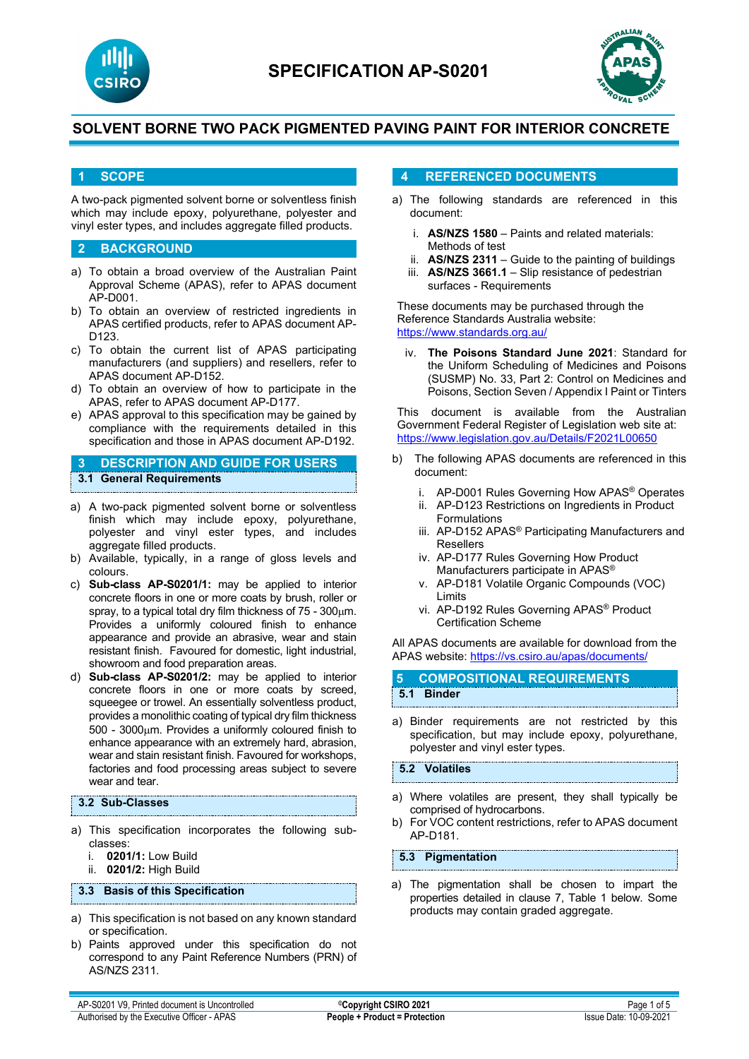# SPECIFICATION AP-S0201

## SOLVENT BORNE TWO PACK PIGMENTED PAVING PAINT FOR INTERIOR CONCRETE

## 1 SCOPE

A two-pack pigmented solvent borne or solventless finish which may include epoxy, polyurethane, polyester and vinyl ester types, and includes aggregate filled products.

## 2 BACKGROUND

a) To obtain a broad overview of the Australian Paint Approval Scheme (APAS), refer to APAS document AP-D001.
b) To obtain an overview of restricted ingredients in APAS certified products, refer to APAS document AP-D123.
c) To obtain the current list of APAS participating manufacturers (and suppliers) and resellers, refer to APAS document AP-D152.
d) To obtain an overview of how to participate in the APAS, refer to APAS document AP-D177.
e) APAS approval to this specification may be gained by compliance with the requirements detailed in this specification and those in APAS document AP-D192.

## 3 DESCRIPTION AND GUIDE FOR USERS

### 3.1 General Requirements

a) A two-pack pigmented solvent borne or solventless finish which may include epoxy, polyurethane, polyester and vinyl ester types, and includes aggregate filled products.
b) Available, typically, in a range of gloss levels and colours.
c) **Sub-class AP-S0201/1:** may be applied to interior concrete floors in one or more coats by brush, roller or spray, to a typical total dry film thickness of 75 - 300µm. Provides a uniformly coloured finish to enhance appearance and provide an abrasive, wear and stain resistant finish. Favoured for domestic, light industrial, showroom and food preparation areas.
d) **Sub-class AP-S0201/2:** may be applied to interior concrete floors in one or more coats by screed, squeegee or trowel. An essentially solventless product, provides a monolithic coating of typical dry film thickness 500 - 3000µm. Provides a uniformly coloured finish to enhance appearance with an extremely hard, abrasion, wear and stain resistant finish. Favoured for workshops, factories and food processing areas subject to severe wear and tear.

### 3.2 Sub-Classes

a) This specification incorporates the following sub-classes:
   i. **0201/1:** Low Build
   ii. **0201/2:** High Build

### 3.3 Basis of this Specification

a) This specification is not based on any known standard or specification.
b) Paints approved under this specification do not correspond to any Paint Reference Numbers (PRN) of AS/NZS 2311.

## 4 REFERENCED DOCUMENTS

a) The following standards are referenced in this document:
   i. **AS/NZS 1580** – Paints and related materials: Methods of test
   ii. **AS/NZS 2311** – Guide to the painting of buildings
   iii. **AS/NZS 3661.1** – Slip resistance of pedestrian surfaces - Requirements

   These documents may be purchased through the Reference Standards Australia website: https://www.standards.org.au/

   iv. **The Poisons Standard June 2021**: Standard for the Uniform Scheduling of Medicines and Poisons (SUSMP) No. 33, Part 2: Control on Medicines and Poisons, Section Seven / Appendix I Paint or Tinters

   This document is available from the Australian Government Federal Register of Legislation web site at: https://www.legislation.gov.au/Details/F2021L00650

b) The following APAS documents are referenced in this document:
   i. AP-D001 Rules Governing How APAS® Operates
   ii. AP-D123 Restrictions on Ingredients in Product Formulations
   iii. AP-D152 APAS® Participating Manufacturers and Resellers
   iv. AP-D177 Rules Governing How Product Manufacturers participate in APAS®
   v. AP-D181 Volatile Organic Compounds (VOC) Limits
   vi. AP-D192 Rules Governing APAS® Product Certification Scheme

All APAS documents are available for download from the APAS website: https://vs.csiro.au/apas/documents/

## 5 COMPOSITIONAL REQUIREMENTS

### 5.1 Binder

a) Binder requirements are not restricted by this specification, but may include epoxy, polyurethane, polyester and vinyl ester types.

### 5.2 Volatiles

a) Where volatiles are present, they shall typically be comprised of hydrocarbons.
b) For VOC content restrictions, refer to APAS document AP-D181.

### 5.3 Pigmentation

a) The pigmentation shall be chosen to impart the properties detailed in clause 7, Table 1 below. Some products may contain graded aggregate.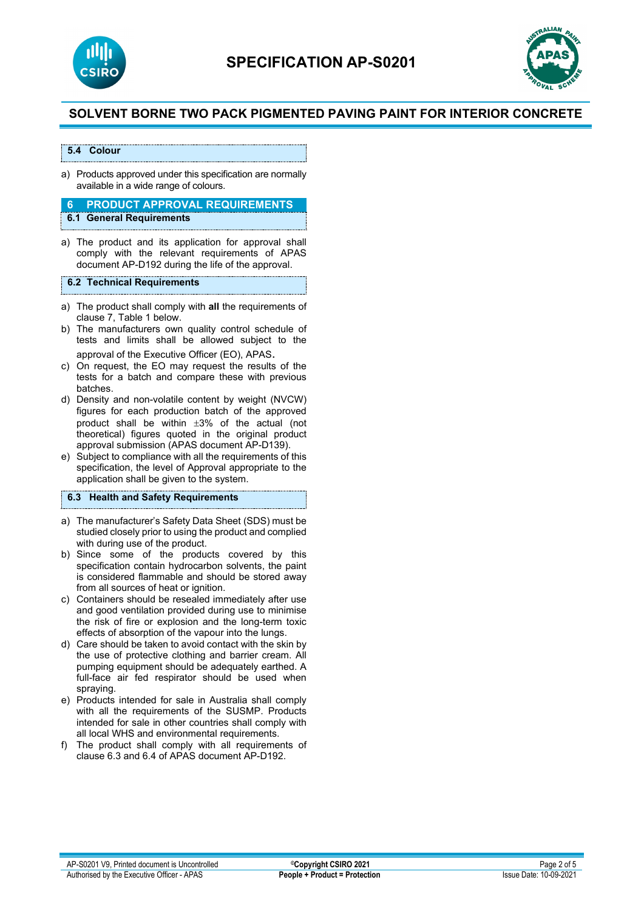### 5.4 Colour

a) Products approved under this specification are normally available in a wide range of colours.

## 6 PRODUCT APPROVAL REQUIREMENTS

### 6.1 General Requirements

a) The product and its application for approval shall comply with the relevant requirements of APAS document AP-D192 during the life of the approval.

### 6.2 Technical Requirements

a) The product shall comply with **all** the requirements of clause 7, Table 1 below.

b) The manufacturers own quality control schedule of tests and limits shall be allowed subject to the approval of the Executive Officer (EO), APAS.

c) On request, the EO may request the results of the tests for a batch and compare these with previous batches.

d) Density and non-volatile content by weight (NVCW) figures for each production batch of the approved product shall be within ±3% of the actual (not theoretical) figures quoted in the original product approval submission (APAS document AP-D139).

e) Subject to compliance with all the requirements of this specification, the level of Approval appropriate to the application shall be given to the system.

### 6.3 Health and Safety Requirements

a) The manufacturer's Safety Data Sheet (SDS) must be studied closely prior to using the product and complied with during use of the product.

b) Since some of the products covered by this specification contain hydrocarbon solvents, the paint is considered flammable and should be stored away from all sources of heat or ignition.

c) Containers should be resealed immediately after use and good ventilation provided during use to minimise the risk of fire or explosion and the long-term toxic effects of absorption of the vapour into the lungs.

d) Care should be taken to avoid contact with the skin by the use of protective clothing and barrier cream. All pumping equipment should be adequately earthed. A full-face air fed respirator should be used when spraying.

e) Products intended for sale in Australia shall comply with all the requirements of the SUSMP. Products intended for sale in other countries shall comply with all local WHS and environmental requirements.

f) The product shall comply with all requirements of clause 6.3 and 6.4 of APAS document AP-D192.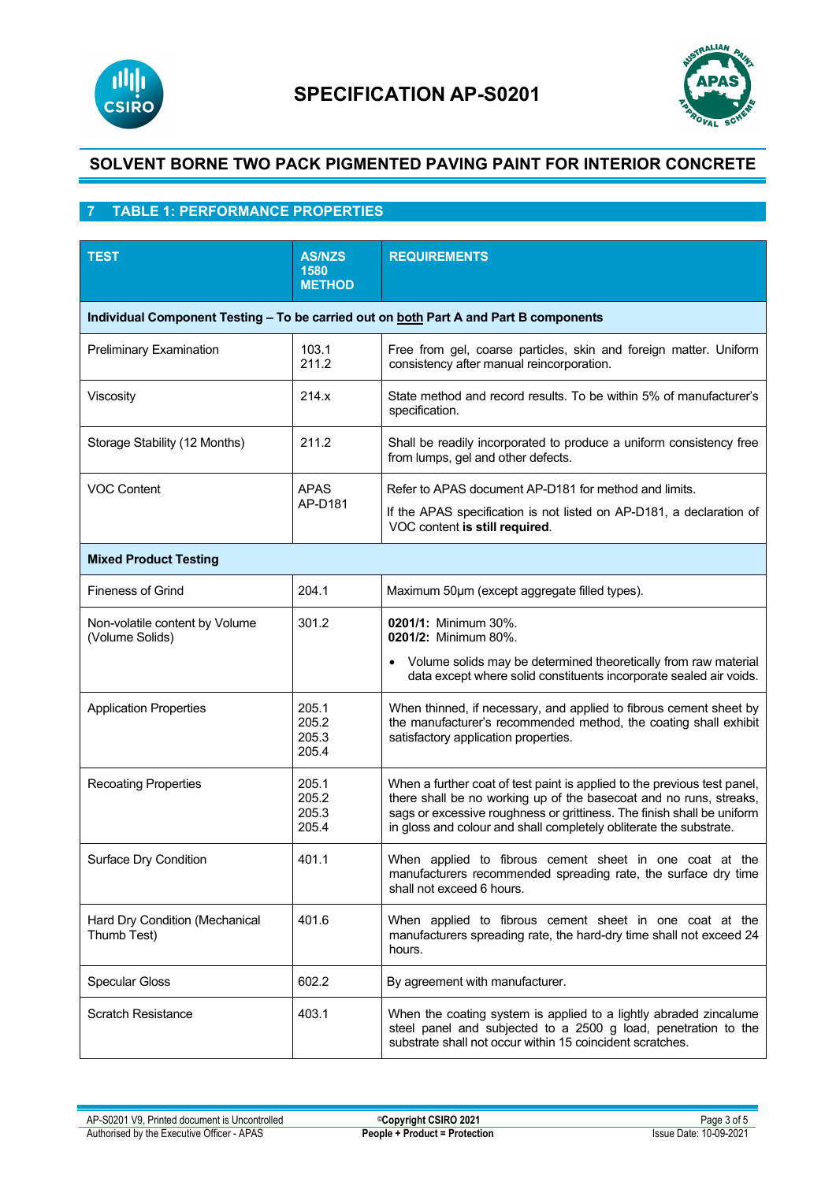# SPECIFICATION AP-S0201

## SOLVENT BORNE TWO PACK PIGMENTED PAVING PAINT FOR INTERIOR CONCRETE

## 7 TABLE 1: PERFORMANCE PROPERTIES

| TEST | AS/NZS 1580 METHOD | REQUIREMENTS |
|---|---|---|
| **Individual Component Testing – To be carried out on both Part A and Part B components** | | |
| Preliminary Examination | 103.1<br>211.2 | Free from gel, coarse particles, skin and foreign matter. Uniform consistency after manual reincorporation. |
| Viscosity | 214.x | State method and record results. To be within 5% of manufacturer's specification. |
| Storage Stability (12 Months) | 211.2 | Shall be readily incorporated to produce a uniform consistency free from lumps, gel and other defects. |
| VOC Content | APAS AP-D181 | Refer to APAS document AP-D181 for method and limits.<br>If the APAS specification is not listed on AP-D181, a declaration of VOC content **is still required**. |
| **Mixed Product Testing** | | |
| Fineness of Grind | 204.1 | Maximum 50µm (except aggregate filled types). |
| Non-volatile content by Volume (Volume Solids) | 301.2 | **0201/1:** Minimum 30%.<br>**0201/2:** Minimum 80%.<br>• Volume solids may be determined theoretically from raw material data except where solid constituents incorporate sealed air voids. |
| Application Properties | 205.1<br>205.2<br>205.3<br>205.4 | When thinned, if necessary, and applied to fibrous cement sheet by the manufacturer's recommended method, the coating shall exhibit satisfactory application properties. |
| Recoating Properties | 205.1<br>205.2<br>205.3<br>205.4 | When a further coat of test paint is applied to the previous test panel, there shall be no working up of the basecoat and no runs, streaks, sags or excessive roughness or grittiness. The finish shall be uniform in gloss and colour and shall completely obliterate the substrate. |
| Surface Dry Condition | 401.1 | When applied to fibrous cement sheet in one coat at the manufacturers recommended spreading rate, the surface dry time shall not exceed 6 hours. |
| Hard Dry Condition (Mechanical Thumb Test) | 401.6 | When applied to fibrous cement sheet in one coat at the manufacturers spreading rate, the hard-dry time shall not exceed 24 hours. |
| Specular Gloss | 602.2 | By agreement with manufacturer. |
| Scratch Resistance | 403.1 | When the coating system is applied to a lightly abraded zincalume steel panel and subjected to a 2500 g load, penetration to the substrate shall not occur within 15 coincident scratches. |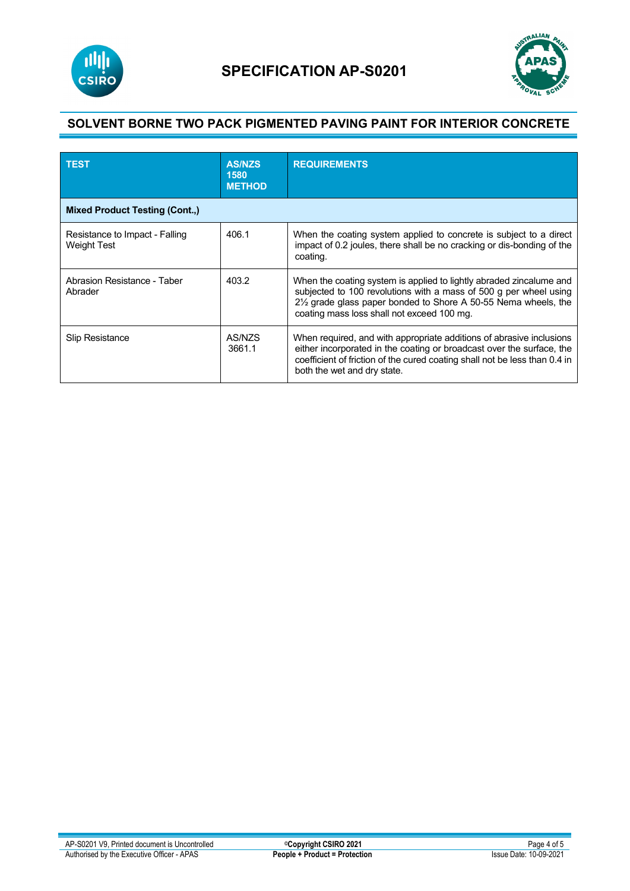# SPECIFICATION AP-S0201

## SOLVENT BORNE TWO PACK PIGMENTED PAVING PAINT FOR INTERIOR CONCRETE

| TEST | AS/NZS 1580 METHOD | REQUIREMENTS |
|---|---|---|
| **Mixed Product Testing (Cont.,)** | | |
| Resistance to Impact - Falling Weight Test | 406.1 | When the coating system applied to concrete is subject to a direct impact of 0.2 joules, there shall be no cracking or dis-bonding of the coating. |
| Abrasion Resistance - Taber Abrader | 403.2 | When the coating system is applied to lightly abraded zincalume and subjected to 100 revolutions with a mass of 500 g per wheel using 2½ grade glass paper bonded to Shore A 50-55 Nema wheels, the coating mass loss shall not exceed 100 mg. |
| Slip Resistance | AS/NZS 3661.1 | When required, and with appropriate additions of abrasive inclusions either incorporated in the coating or broadcast over the surface, the coefficient of friction of the cured coating shall not be less than 0.4 in both the wet and dry state. |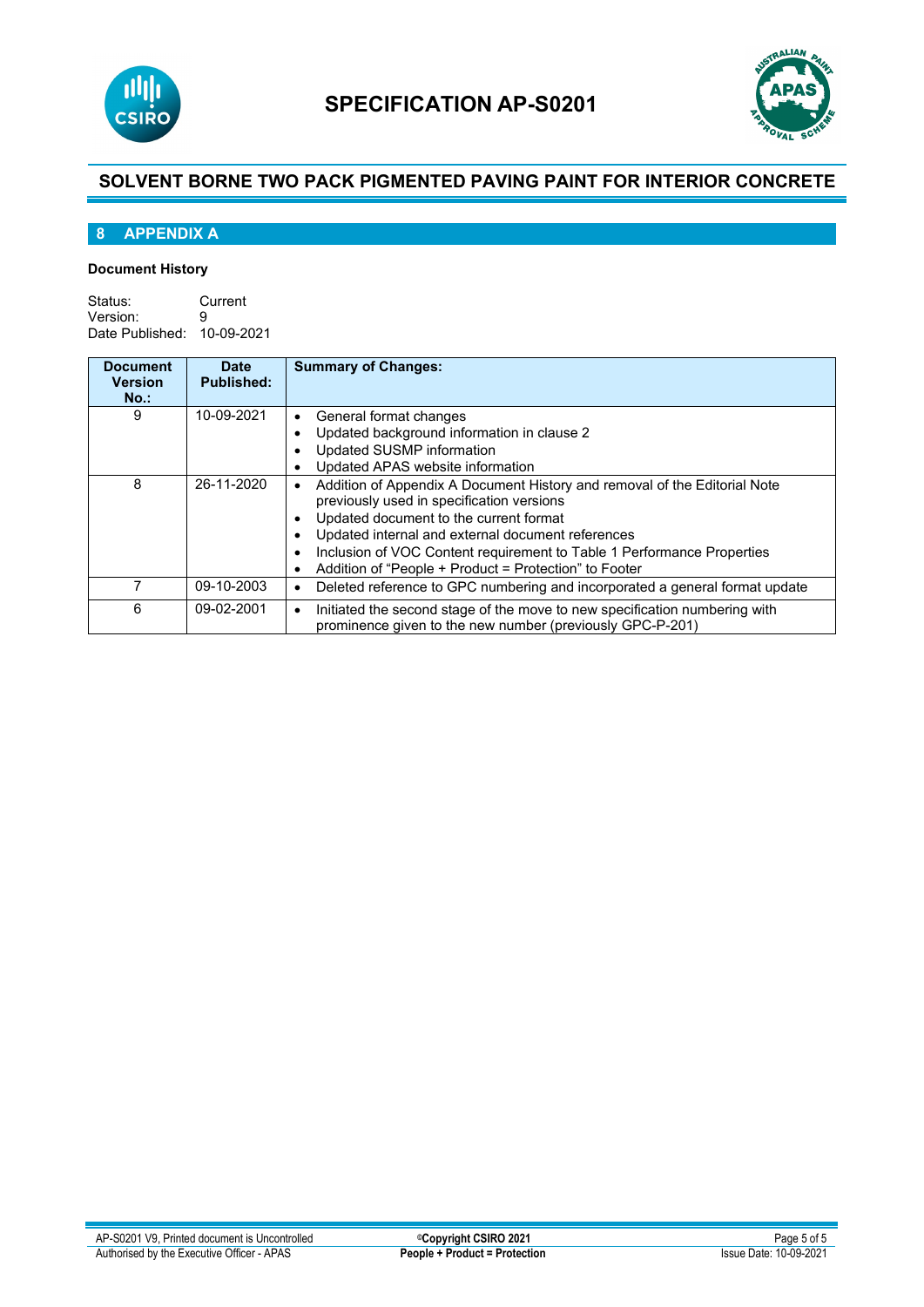## 8 APPENDIX A

**Document History**

Status: Current
Version: 9
Date Published: 10-09-2021

| Document Version No.: | Date Published: | Summary of Changes: |
|---|---|---|
| 9 | 10-09-2021 | • General format changes<br>• Updated background information in clause 2<br>• Updated SUSMP information<br>• Updated APAS website information |
| 8 | 26-11-2020 | • Addition of Appendix A Document History and removal of the Editorial Note previously used in specification versions<br>• Updated document to the current format<br>• Updated internal and external document references<br>• Inclusion of VOC Content requirement to Table 1 Performance Properties<br>• Addition of "People + Product = Protection" to Footer |
| 7 | 09-10-2003 | • Deleted reference to GPC numbering and incorporated a general format update |
| 6 | 09-02-2001 | • Initiated the second stage of the move to new specification numbering with prominence given to the new number (previously GPC-P-201) |